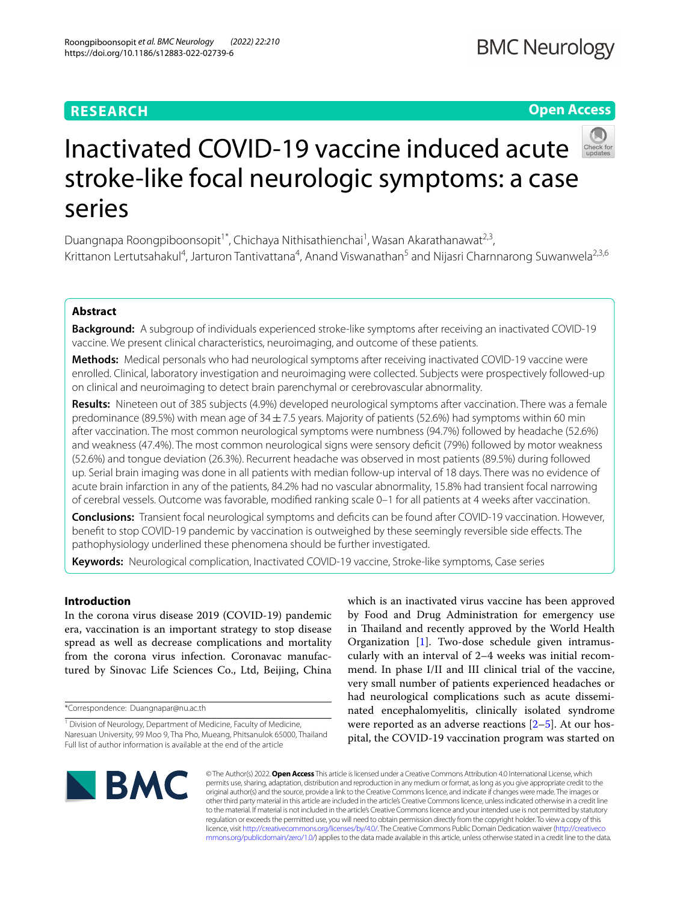RESEARCH

Open Access

# Inactivated COVID-19 vaccine induced acute stroke-like focal neurologic symptoms: a case series

Duangnapa Roongpiboonsopit[1*], Chichaya Nithisathienchai[1], Wasan Akarathanawat[2,3], Krittanon Lertutsahakul[4], Jarturon Tantivattana[4], Anand Viswanathan[5] and Nijasri Charnnarong Suwanwela[2,3,6]

## Abstract

**Background:** A subgroup of individuals experienced stroke-like symptoms after receiving an inactivated COVID-19 vaccine. We present clinical characteristics, neuroimaging, and outcome of these patients.

**Methods:** Medical personals who had neurological symptoms after receiving inactivated COVID-19 vaccine were enrolled. Clinical, laboratory investigation and neuroimaging were collected. Subjects were prospectively followed-up on clinical and neuroimaging to detect brain parenchymal or cerebrovascular abnormality.

**Results:** Nineteen out of 385 subjects (4.9%) developed neurological symptoms after vaccination. There was a female predominance (89.5%) with mean age of 34 ± 7.5 years. Majority of patients (52.6%) had symptoms within 60 min after vaccination. The most common neurological symptoms were numbness (94.7%) followed by headache (52.6%) and weakness (47.4%). The most common neurological signs were sensory deficit (79%) followed by motor weakness (52.6%) and tongue deviation (26.3%). Recurrent headache was observed in most patients (89.5%) during followed up. Serial brain imaging was done in all patients with median follow-up interval of 18 days. There was no evidence of acute brain infarction in any of the patients, 84.2% had no vascular abnormality, 15.8% had transient focal narrowing of cerebral vessels. Outcome was favorable, modified ranking scale 0–1 for all patients at 4 weeks after vaccination.

**Conclusions:** Transient focal neurological symptoms and deficits can be found after COVID-19 vaccination. However, benefit to stop COVID-19 pandemic by vaccination is outweighed by these seemingly reversible side effects. The pathophysiology underlined these phenomena should be further investigated.

**Keywords:** Neurological complication, Inactivated COVID-19 vaccine, Stroke-like symptoms, Case series

## Introduction

In the corona virus disease 2019 (COVID-19) pandemic era, vaccination is an important strategy to stop disease spread as well as decrease complications and mortality from the corona virus infection. Coronavac manufactured by Sinovac Life Sciences Co., Ltd, Beijing, China which is an inactivated virus vaccine has been approved by Food and Drug Administration for emergency use in Thailand and recently approved by the World Health Organization [1]. Two-dose schedule given intramuscularly with an interval of 2–4 weeks was initial recommend. In phase I/II and III clinical trial of the vaccine, very small number of patients experienced headaches or had neurological complications such as acute disseminated encephalomyelitis, clinically isolated syndrome were reported as an adverse reactions [2–5]. At our hospital, the COVID-19 vaccination program was started on

*Correspondence: Duangnapar@nu.ac.th

[1] Division of Neurology, Department of Medicine, Faculty of Medicine, Naresuan University, 99 Moo 9, Tha Pho, Mueang, Phitsanulok 65000, Thailand
Full list of author information is available at the end of the article

© The Author(s) 2022. **Open Access** This article is licensed under a Creative Commons Attribution 4.0 International License, which permits use, sharing, adaptation, distribution and reproduction in any medium or format, as long as you give appropriate credit to the original author(s) and the source, provide a link to the Creative Commons licence, and indicate if changes were made. The images or other third party material in this article are included in the article's Creative Commons licence, unless indicated otherwise in a credit line to the material. If material is not included in the article's Creative Commons licence and your intended use is not permitted by statutory regulation or exceeds the permitted use, you will need to obtain permission directly from the copyright holder. To view a copy of this licence, visit http://creativecommons.org/licenses/by/4.0/. The Creative Commons Public Domain Dedication waiver (http://creativecommons.org/publicdomain/zero/1.0/) applies to the data made available in this article, unless otherwise stated in a credit line to the data.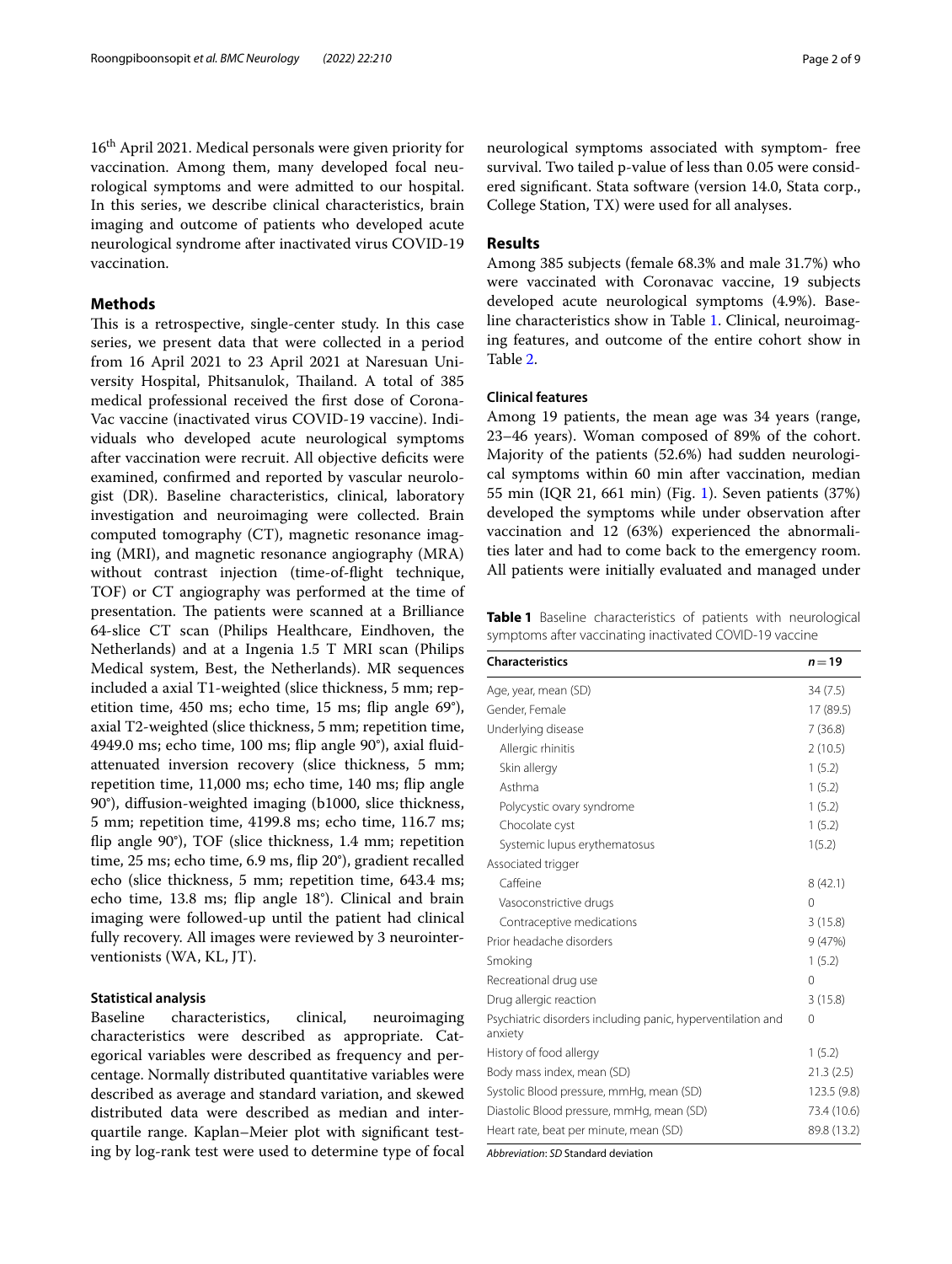16th April 2021. Medical personals were given priority for vaccination. Among them, many developed focal neurological symptoms and were admitted to our hospital. In this series, we describe clinical characteristics, brain imaging and outcome of patients who developed acute neurological syndrome after inactivated virus COVID-19 vaccination.

## Methods

This is a retrospective, single-center study. In this case series, we present data that were collected in a period from 16 April 2021 to 23 April 2021 at Naresuan University Hospital, Phitsanulok, Thailand. A total of 385 medical professional received the first dose of CoronaVac vaccine (inactivated virus COVID-19 vaccine). Individuals who developed acute neurological symptoms after vaccination were recruit. All objective deficits were examined, confirmed and reported by vascular neurologist (DR). Baseline characteristics, clinical, laboratory investigation and neuroimaging were collected. Brain computed tomography (CT), magnetic resonance imaging (MRI), and magnetic resonance angiography (MRA) without contrast injection (time-of-flight technique, TOF) or CT angiography was performed at the time of presentation. The patients were scanned at a Brilliance 64-slice CT scan (Philips Healthcare, Eindhoven, the Netherlands) and at a Ingenia 1.5 T MRI scan (Philips Medical system, Best, the Netherlands). MR sequences included a axial T1-weighted (slice thickness, 5 mm; repetition time, 450 ms; echo time, 15 ms; flip angle 69°), axial T2-weighted (slice thickness, 5 mm; repetition time, 4949.0 ms; echo time, 100 ms; flip angle 90°), axial fluid-attenuated inversion recovery (slice thickness, 5 mm; repetition time, 11,000 ms; echo time, 140 ms; flip angle 90°), diffusion-weighted imaging (b1000, slice thickness, 5 mm; repetition time, 4199.8 ms; echo time, 116.7 ms; flip angle 90°), TOF (slice thickness, 1.4 mm; repetition time, 25 ms; echo time, 6.9 ms, flip 20°), gradient recalled echo (slice thickness, 5 mm; repetition time, 643.4 ms; echo time, 13.8 ms; flip angle 18°). Clinical and brain imaging were followed-up until the patient had clinical fully recovery. All images were reviewed by 3 neurointerventionists (WA, KL, JT).

### Statistical analysis

Baseline characteristics, clinical, neuroimaging characteristics were described as appropriate. Categorical variables were described as frequency and percentage. Normally distributed quantitative variables were described as average and standard variation, and skewed distributed data were described as median and interquartile range. Kaplan–Meier plot with significant testing by log-rank test were used to determine type of focal neurological symptoms associated with symptom- free survival. Two tailed p-value of less than 0.05 were considered significant. Stata software (version 14.0, Stata corp., College Station, TX) were used for all analyses.

## Results

Among 385 subjects (female 68.3% and male 31.7%) who were vaccinated with Coronavac vaccine, 19 subjects developed acute neurological symptoms (4.9%). Baseline characteristics show in Table 1. Clinical, neuroimaging features, and outcome of the entire cohort show in Table 2.

### Clinical features

Among 19 patients, the mean age was 34 years (range, 23–46 years). Woman composed of 89% of the cohort. Majority of the patients (52.6%) had sudden neurological symptoms within 60 min after vaccination, median 55 min (IQR 21, 661 min) (Fig. 1). Seven patients (37%) developed the symptoms while under observation after vaccination and 12 (63%) experienced the abnormalities later and had to come back to the emergency room. All patients were initially evaluated and managed under

**Table 1** Baseline characteristics of patients with neurological symptoms after vaccinating inactivated COVID-19 vaccine

| Characteristics | $n = 19$ |
|---|---|
| Age, year, mean (SD) | 34 (7.5) |
| Gender, Female | 17 (89.5) |
| Underlying disease | 7 (36.8) |
| Allergic rhinitis | 2 (10.5) |
| Skin allergy | 1 (5.2) |
| Asthma | 1 (5.2) |
| Polycystic ovary syndrome | 1 (5.2) |
| Chocolate cyst | 1 (5.2) |
| Systemic lupus erythematosus | 1(5.2) |
| Associated trigger | |
| Caffeine | 8 (42.1) |
| Vasoconstrictive drugs | 0 |
| Contraceptive medications | 3 (15.8) |
| Prior headache disorders | 9 (47%) |
| Smoking | 1 (5.2) |
| Recreational drug use | 0 |
| Drug allergic reaction | 3 (15.8) |
| Psychiatric disorders including panic, hyperventilation and anxiety | 0 |
| History of food allergy | 1 (5.2) |
| Body mass index, mean (SD) | 21.3 (2.5) |
| Systolic Blood pressure, mmHg, mean (SD) | 123.5 (9.8) |
| Diastolic Blood pressure, mmHg, mean (SD) | 73.4 (10.6) |
| Heart rate, beat per minute, mean (SD) | 89.8 (13.2) |

*Abbreviation*: *SD* Standard deviation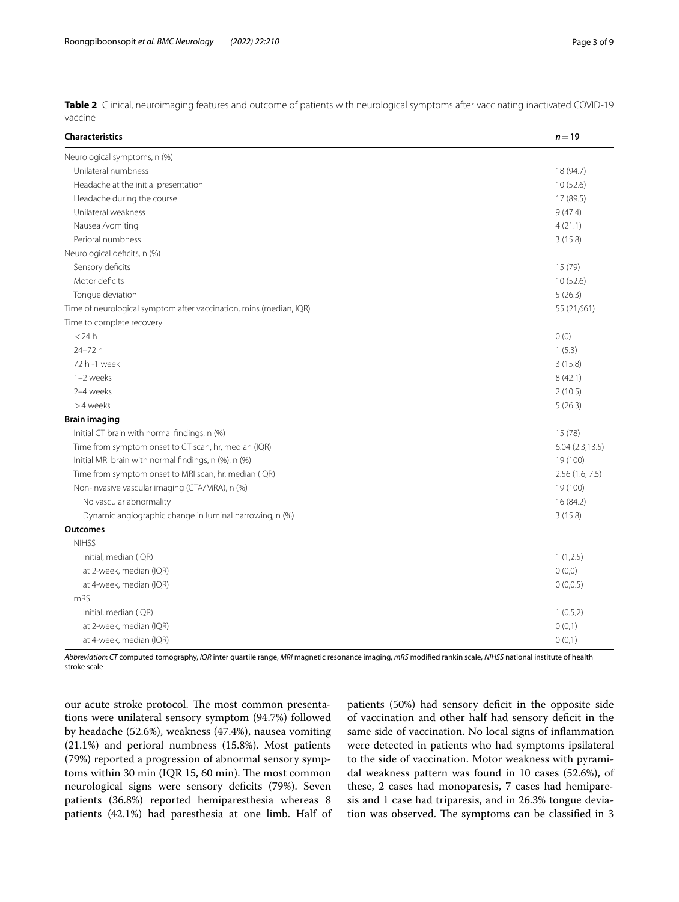**Table 2** Clinical, neuroimaging features and outcome of patients with neurological symptoms after vaccinating inactivated COVID-19 vaccine

| Characteristics | $n = 19$ |
|---|---|
| Neurological symptoms, n (%) | |
| Unilateral numbness | 18 (94.7) |
| Headache at the initial presentation | 10 (52.6) |
| Headache during the course | 17 (89.5) |
| Unilateral weakness | 9 (47.4) |
| Nausea /vomiting | 4 (21.1) |
| Perioral numbness | 3 (15.8) |
| Neurological deficits, n (%) | |
| Sensory deficits | 15 (79) |
| Motor deficits | 10 (52.6) |
| Tongue deviation | 5 (26.3) |
| Time of neurological symptom after vaccination, mins (median, IQR) | 55 (21,661) |
| Time to complete recovery | |
| < 24 h | 0 (0) |
| 24–72 h | 1 (5.3) |
| 72 h -1 week | 3 (15.8) |
| 1–2 weeks | 8 (42.1) |
| 2–4 weeks | 2 (10.5) |
| > 4 weeks | 5 (26.3) |
| **Brain imaging** | |
| Initial CT brain with normal findings, n (%) | 15 (78) |
| Time from symptom onset to CT scan, hr, median (IQR) | 6.04 (2.3,13.5) |
| Initial MRI brain with normal findings, n (%), n (%) | 19 (100) |
| Time from symptom onset to MRI scan, hr, median (IQR) | 2.56 (1.6, 7.5) |
| Non-invasive vascular imaging (CTA/MRA), n (%) | 19 (100) |
| No vascular abnormality | 16 (84.2) |
| Dynamic angiographic change in luminal narrowing, n (%) | 3 (15.8) |
| **Outcomes** | |
| NIHSS | |
| Initial, median (IQR) | 1 (1,2.5) |
| at 2-week, median (IQR) | 0 (0,0) |
| at 4-week, median (IQR) | 0 (0,0.5) |
| mRS | |
| Initial, median (IQR) | 1 (0.5,2) |
| at 2-week, median (IQR) | 0 (0,1) |
| at 4-week, median (IQR) | 0 (0,1) |

*Abbreviation*: *CT* computed tomography, *IQR* inter quartile range, *MRI* magnetic resonance imaging, *mRS* modified rankin scale, *NIHSS* national institute of health stroke scale

our acute stroke protocol. The most common presentations were unilateral sensory symptom (94.7%) followed by headache (52.6%), weakness (47.4%), nausea vomiting (21.1%) and perioral numbness (15.8%). Most patients (79%) reported a progression of abnormal sensory symptoms within 30 min (IQR 15, 60 min). The most common neurological signs were sensory deficits (79%). Seven patients (36.8%) reported hemiparesthesia whereas 8 patients (42.1%) had paresthesia at one limb. Half of patients (50%) had sensory deficit in the opposite side of vaccination and other half had sensory deficit in the same side of vaccination. No local signs of inflammation were detected in patients who had symptoms ipsilateral to the side of vaccination. Motor weakness with pyramidal weakness pattern was found in 10 cases (52.6%), of these, 2 cases had monoparesis, 7 cases had hemiparesis and 1 case had triparesis, and in 26.3% tongue deviation was observed. The symptoms can be classified in 3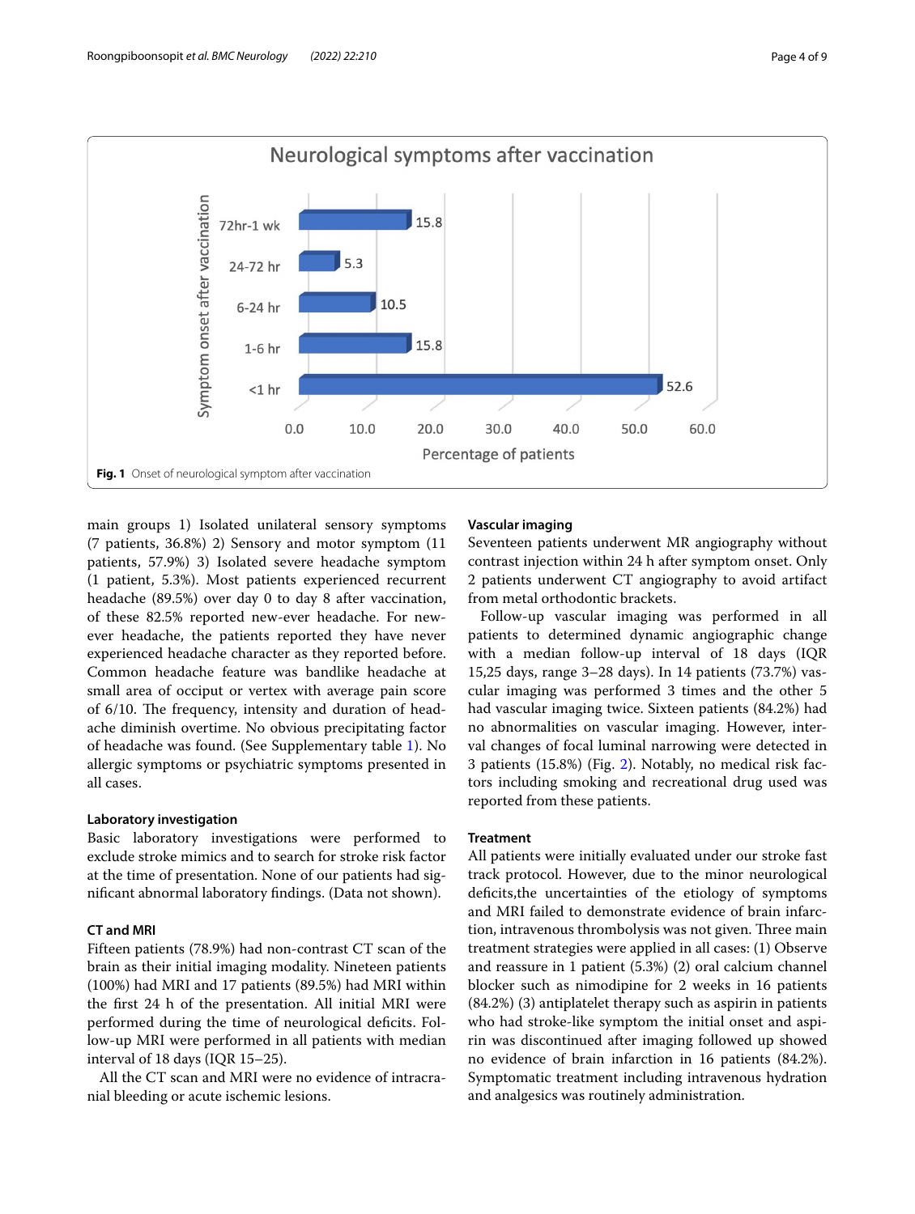Fig. 1 Onset of neurological symptom after vaccination

main groups 1) Isolated unilateral sensory symptoms (7 patients, 36.8%) 2) Sensory and motor symptom (11 patients, 57.9%) 3) Isolated severe headache symptom (1 patient, 5.3%). Most patients experienced recurrent headache (89.5%) over day 0 to day 8 after vaccination, of these 82.5% reported new-ever headache. For new-ever headache, the patients reported they have never experienced headache character as they reported before. Common headache feature was bandlike headache at small area of occiput or vertex with average pain score of 6/10. The frequency, intensity and duration of headache diminish overtime. No obvious precipitating factor of headache was found. (See Supplementary table 1). No allergic symptoms or psychiatric symptoms presented in all cases.

### Laboratory investigation

Basic laboratory investigations were performed to exclude stroke mimics and to search for stroke risk factor at the time of presentation. None of our patients had significant abnormal laboratory findings. (Data not shown).

### CT and MRI

Fifteen patients (78.9%) had non-contrast CT scan of the brain as their initial imaging modality. Nineteen patients (100%) had MRI and 17 patients (89.5%) had MRI within the first 24 h of the presentation. All initial MRI were performed during the time of neurological deficits. Follow-up MRI were performed in all patients with median interval of 18 days (IQR 15–25).

All the CT scan and MRI were no evidence of intracranial bleeding or acute ischemic lesions.

### Vascular imaging

Seventeen patients underwent MR angiography without contrast injection within 24 h after symptom onset. Only 2 patients underwent CT angiography to avoid artifact from metal orthodontic brackets.

Follow-up vascular imaging was performed in all patients to determined dynamic angiographic change with a median follow-up interval of 18 days (IQR 15,25 days, range 3–28 days). In 14 patients (73.7%) vascular imaging was performed 3 times and the other 5 had vascular imaging twice. Sixteen patients (84.2%) had no abnormalities on vascular imaging. However, interval changes of focal luminal narrowing were detected in 3 patients (15.8%) (Fig. 2). Notably, no medical risk factors including smoking and recreational drug used was reported from these patients.

### Treatment

All patients were initially evaluated under our stroke fast track protocol. However, due to the minor neurological deficits,the uncertainties of the etiology of symptoms and MRI failed to demonstrate evidence of brain infarction, intravenous thrombolysis was not given. Three main treatment strategies were applied in all cases: (1) Observe and reassure in 1 patient (5.3%) (2) oral calcium channel blocker such as nimodipine for 2 weeks in 16 patients (84.2%) (3) antiplatelet therapy such as aspirin in patients who had stroke-like symptom the initial onset and aspirin was discontinued after imaging followed up showed no evidence of brain infarction in 16 patients (84.2%). Symptomatic treatment including intravenous hydration and analgesics was routinely administration.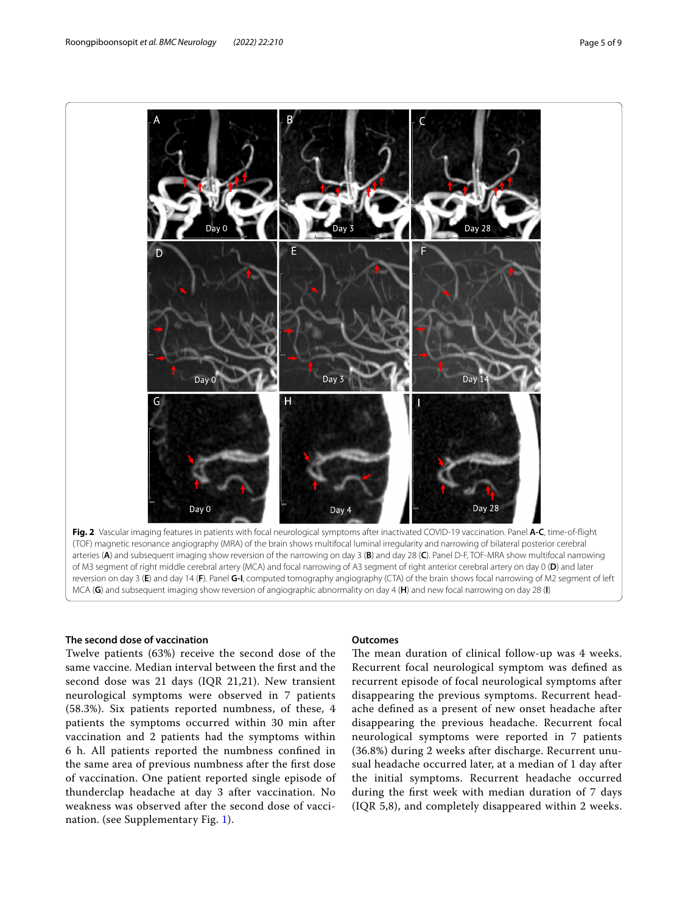**Fig. 2** Vascular imaging features in patients with focal neurological symptoms after inactivated COVID-19 vaccination. Panel **A-C**, time-of-flight (TOF) magnetic resonance angiography (MRA) of the brain shows multifocal luminal irregularity and narrowing of bilateral posterior cerebral arteries (**A**) and subsequent imaging show reversion of the narrowing on day 3 (**B**) and day 28 (**C**). Panel D-F, TOF-MRA show multifocal narrowing of M3 segment of right middle cerebral artery (MCA) and focal narrowing of A3 segment of right anterior cerebral artery on day 0 (**D**) and later reversion on day 3 (**E**) and day 14 (**F**). Panel **G-I**, computed tomography angiography (CTA) of the brain shows focal narrowing of M2 segment of left MCA (**G**) and subsequent imaging show reversion of angiographic abnormality on day 4 (**H**) and new focal narrowing on day 28 (**I**)

### The second dose of vaccination

Twelve patients (63%) receive the second dose of the same vaccine. Median interval between the first and the second dose was 21 days (IQR 21,21). New transient neurological symptoms were observed in 7 patients (58.3%). Six patients reported numbness, of these, 4 patients the symptoms occurred within 30 min after vaccination and 2 patients had the symptoms within 6 h. All patients reported the numbness confined in the same area of previous numbness after the first dose of vaccination. One patient reported single episode of thunderclap headache at day 3 after vaccination. No weakness was observed after the second dose of vaccination. (see Supplementary Fig. 1).

### Outcomes

The mean duration of clinical follow-up was 4 weeks. Recurrent focal neurological symptom was defined as recurrent episode of focal neurological symptoms after disappearing the previous symptoms. Recurrent headache defined as a present of new onset headache after disappearing the previous headache. Recurrent focal neurological symptoms were reported in 7 patients (36.8%) during 2 weeks after discharge. Recurrent unusual headache occurred later, at a median of 1 day after the initial symptoms. Recurrent headache occurred during the first week with median duration of 7 days (IQR 5,8), and completely disappeared within 2 weeks.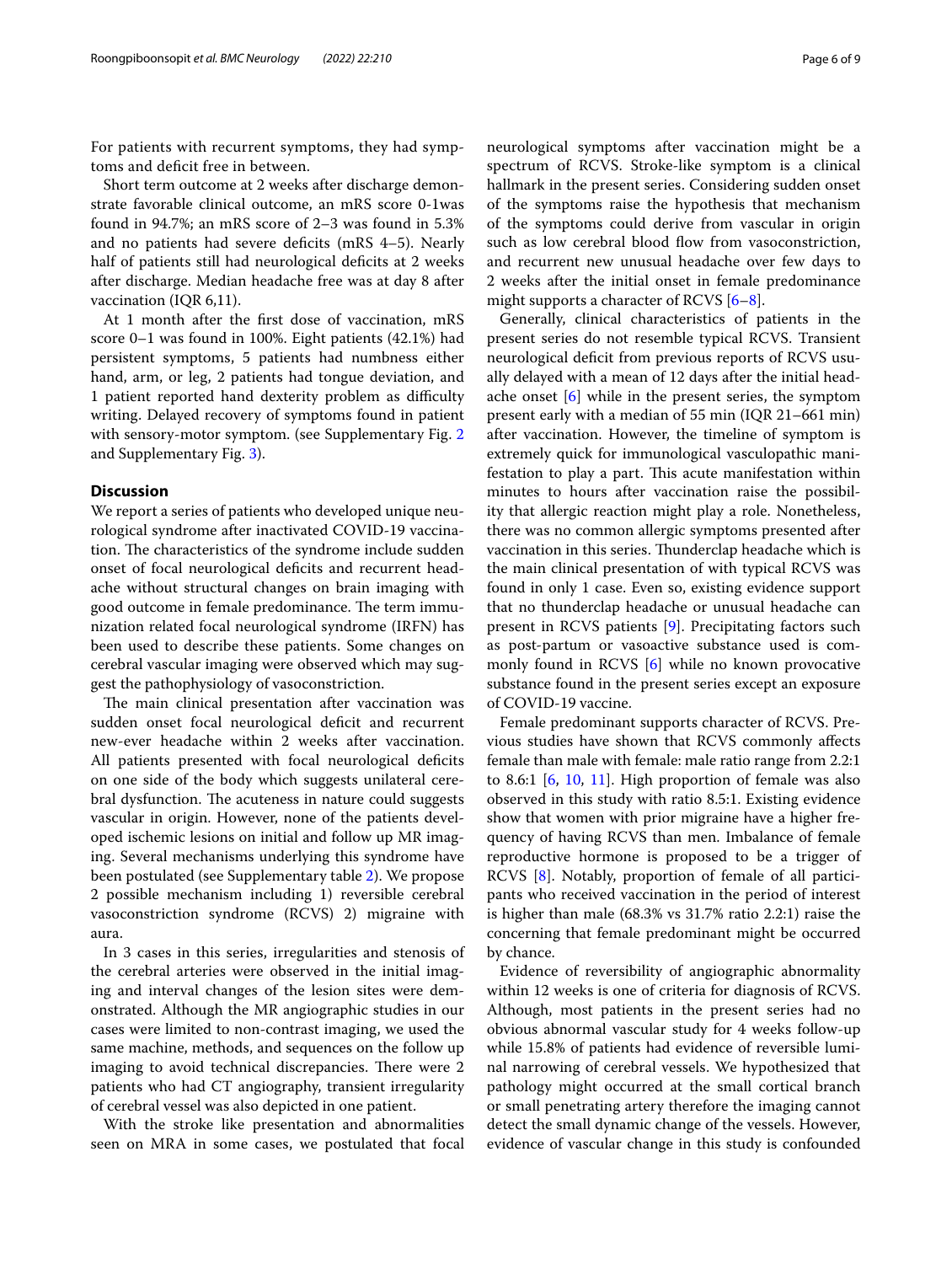For patients with recurrent symptoms, they had symptoms and deficit free in between.

Short term outcome at 2 weeks after discharge demonstrate favorable clinical outcome, an mRS score 0-1was found in 94.7%; an mRS score of 2–3 was found in 5.3% and no patients had severe deficits (mRS 4–5). Nearly half of patients still had neurological deficits at 2 weeks after discharge. Median headache free was at day 8 after vaccination (IQR 6,11).

At 1 month after the first dose of vaccination, mRS score 0–1 was found in 100%. Eight patients (42.1%) had persistent symptoms, 5 patients had numbness either hand, arm, or leg, 2 patients had tongue deviation, and 1 patient reported hand dexterity problem as difficulty writing. Delayed recovery of symptoms found in patient with sensory-motor symptom. (see Supplementary Fig. 2 and Supplementary Fig. 3).

## Discussion

We report a series of patients who developed unique neurological syndrome after inactivated COVID-19 vaccination. The characteristics of the syndrome include sudden onset of focal neurological deficits and recurrent headache without structural changes on brain imaging with good outcome in female predominance. The term immunization related focal neurological syndrome (IRFN) has been used to describe these patients. Some changes on cerebral vascular imaging were observed which may suggest the pathophysiology of vasoconstriction.

The main clinical presentation after vaccination was sudden onset focal neurological deficit and recurrent new-ever headache within 2 weeks after vaccination. All patients presented with focal neurological deficits on one side of the body which suggests unilateral cerebral dysfunction. The acuteness in nature could suggests vascular in origin. However, none of the patients developed ischemic lesions on initial and follow up MR imaging. Several mechanisms underlying this syndrome have been postulated (see Supplementary table 2). We propose 2 possible mechanism including 1) reversible cerebral vasoconstriction syndrome (RCVS) 2) migraine with aura.

In 3 cases in this series, irregularities and stenosis of the cerebral arteries were observed in the initial imaging and interval changes of the lesion sites were demonstrated. Although the MR angiographic studies in our cases were limited to non-contrast imaging, we used the same machine, methods, and sequences on the follow up imaging to avoid technical discrepancies. There were 2 patients who had CT angiography, transient irregularity of cerebral vessel was also depicted in one patient.

With the stroke like presentation and abnormalities seen on MRA in some cases, we postulated that focal neurological symptoms after vaccination might be a spectrum of RCVS. Stroke-like symptom is a clinical hallmark in the present series. Considering sudden onset of the symptoms raise the hypothesis that mechanism of the symptoms could derive from vascular in origin such as low cerebral blood flow from vasoconstriction, and recurrent new unusual headache over few days to 2 weeks after the initial onset in female predominance might supports a character of RCVS [6–8].

Generally, clinical characteristics of patients in the present series do not resemble typical RCVS. Transient neurological deficit from previous reports of RCVS usually delayed with a mean of 12 days after the initial headache onset [6] while in the present series, the symptom present early with a median of 55 min (IQR 21–661 min) after vaccination. However, the timeline of symptom is extremely quick for immunological vasculopathic manifestation to play a part. This acute manifestation within minutes to hours after vaccination raise the possibility that allergic reaction might play a role. Nonetheless, there was no common allergic symptoms presented after vaccination in this series. Thunderclap headache which is the main clinical presentation of with typical RCVS was found in only 1 case. Even so, existing evidence support that no thunderclap headache or unusual headache can present in RCVS patients [9]. Precipitating factors such as post-partum or vasoactive substance used is commonly found in RCVS [6] while no known provocative substance found in the present series except an exposure of COVID-19 vaccine.

Female predominant supports character of RCVS. Previous studies have shown that RCVS commonly affects female than male with female: male ratio range from 2.2:1 to 8.6:1 [6, 10, 11]. High proportion of female was also observed in this study with ratio 8.5:1. Existing evidence show that women with prior migraine have a higher frequency of having RCVS than men. Imbalance of female reproductive hormone is proposed to be a trigger of RCVS [8]. Notably, proportion of female of all participants who received vaccination in the period of interest is higher than male (68.3% vs 31.7% ratio 2.2:1) raise the concerning that female predominant might be occurred by chance.

Evidence of reversibility of angiographic abnormality within 12 weeks is one of criteria for diagnosis of RCVS. Although, most patients in the present series had no obvious abnormal vascular study for 4 weeks follow-up while 15.8% of patients had evidence of reversible luminal narrowing of cerebral vessels. We hypothesized that pathology might occurred at the small cortical branch or small penetrating artery therefore the imaging cannot detect the small dynamic change of the vessels. However, evidence of vascular change in this study is confounded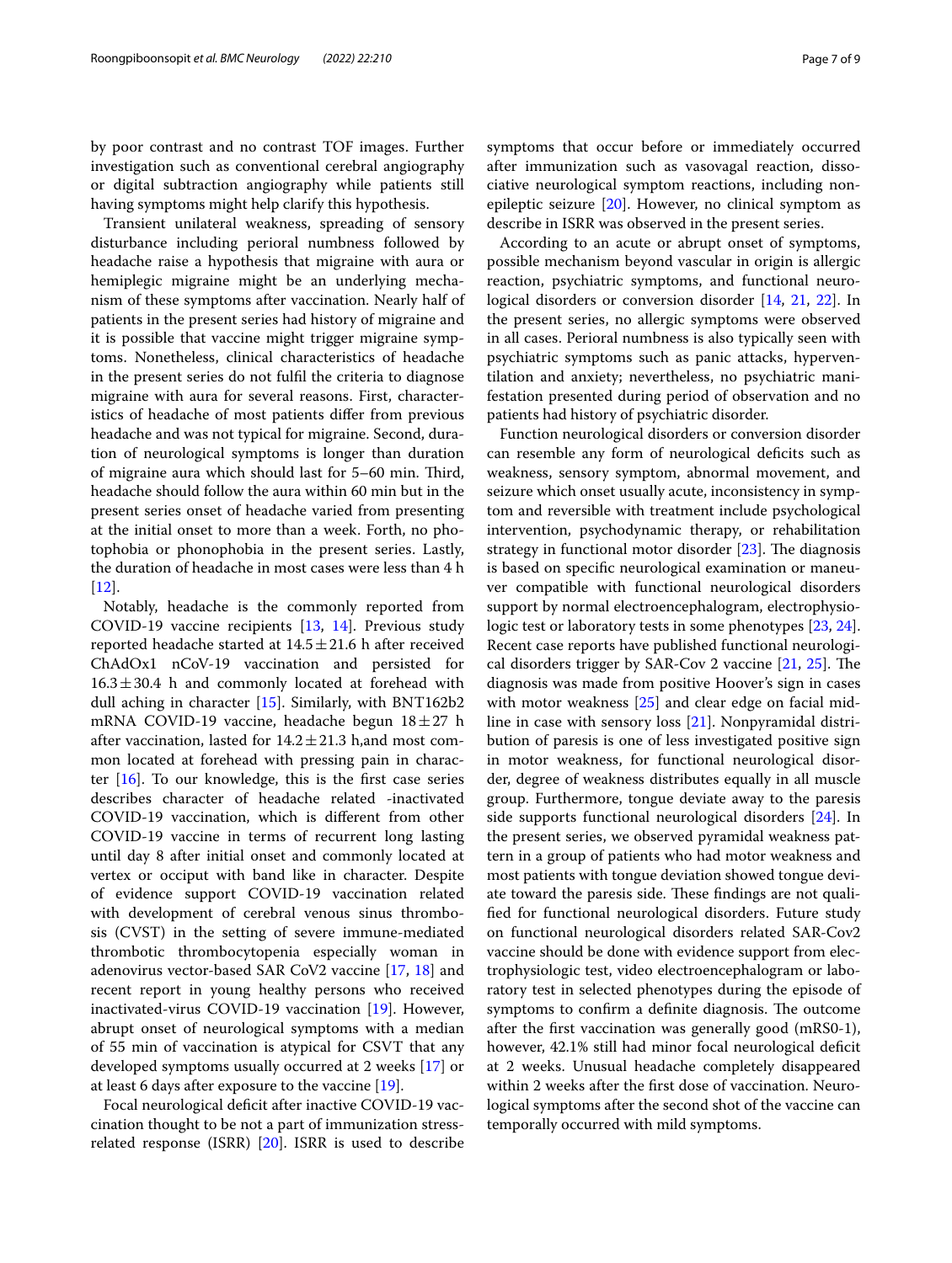by poor contrast and no contrast TOF images. Further investigation such as conventional cerebral angiography or digital subtraction angiography while patients still having symptoms might help clarify this hypothesis.

Transient unilateral weakness, spreading of sensory disturbance including perioral numbness followed by headache raise a hypothesis that migraine with aura or hemiplegic migraine might be an underlying mechanism of these symptoms after vaccination. Nearly half of patients in the present series had history of migraine and it is possible that vaccine might trigger migraine symptoms. Nonetheless, clinical characteristics of headache in the present series do not fulfil the criteria to diagnose migraine with aura for several reasons. First, characteristics of headache of most patients differ from previous headache and was not typical for migraine. Second, duration of neurological symptoms is longer than duration of migraine aura which should last for 5–60 min. Third, headache should follow the aura within 60 min but in the present series onset of headache varied from presenting at the initial onset to more than a week. Forth, no photophobia or phonophobia in the present series. Lastly, the duration of headache in most cases were less than 4 h [12].

Notably, headache is the commonly reported from COVID-19 vaccine recipients [13, 14]. Previous study reported headache started at $14.5 \pm 21.6$ h after received ChAdOx1 nCoV-19 vaccination and persisted for $16.3 \pm 30.4$ h and commonly located at forehead with dull aching in character [15]. Similarly, with BNT162b2 mRNA COVID-19 vaccine, headache begun $18 \pm 27$ h after vaccination, lasted for $14.2 \pm 21.3$ h,and most common located at forehead with pressing pain in character [16]. To our knowledge, this is the first case series describes character of headache related -inactivated COVID-19 vaccination, which is different from other COVID-19 vaccine in terms of recurrent long lasting until day 8 after initial onset and commonly located at vertex or occiput with band like in character. Despite of evidence support COVID-19 vaccination related with development of cerebral venous sinus thrombosis (CVST) in the setting of severe immune-mediated thrombotic thrombocytopenia especially woman in adenovirus vector-based SAR CoV2 vaccine [17, 18] and recent report in young healthy persons who received inactivated-virus COVID-19 vaccination [19]. However, abrupt onset of neurological symptoms with a median of 55 min of vaccination is atypical for CSVT that any developed symptoms usually occurred at 2 weeks [17] or at least 6 days after exposure to the vaccine [19].

Focal neurological deficit after inactive COVID-19 vaccination thought to be not a part of immunization stress-related response (ISRR) [20]. ISRR is used to describe symptoms that occur before or immediately occurred after immunization such as vasovagal reaction, dissociative neurological symptom reactions, including non-epileptic seizure [20]. However, no clinical symptom as describe in ISRR was observed in the present series.

According to an acute or abrupt onset of symptoms, possible mechanism beyond vascular in origin is allergic reaction, psychiatric symptoms, and functional neurological disorders or conversion disorder [14, 21, 22]. In the present series, no allergic symptoms were observed in all cases. Perioral numbness is also typically seen with psychiatric symptoms such as panic attacks, hyperventilation and anxiety; nevertheless, no psychiatric manifestation presented during period of observation and no patients had history of psychiatric disorder.

Function neurological disorders or conversion disorder can resemble any form of neurological deficits such as weakness, sensory symptom, abnormal movement, and seizure which onset usually acute, inconsistency in symptom and reversible with treatment include psychological intervention, psychodynamic therapy, or rehabilitation strategy in functional motor disorder [23]. The diagnosis is based on specific neurological examination or maneuver compatible with functional neurological disorders support by normal electroencephalogram, electrophysiologic test or laboratory tests in some phenotypes [23, 24]. Recent case reports have published functional neurological disorders trigger by SAR-Cov 2 vaccine [21, 25]. The diagnosis was made from positive Hoover's sign in cases with motor weakness [25] and clear edge on facial midline in case with sensory loss [21]. Nonpyramidal distribution of paresis is one of less investigated positive sign in motor weakness, for functional neurological disorder, degree of weakness distributes equally in all muscle group. Furthermore, tongue deviate away to the paresis side supports functional neurological disorders [24]. In the present series, we observed pyramidal weakness pattern in a group of patients who had motor weakness and most patients with tongue deviation showed tongue deviate toward the paresis side. These findings are not qualified for functional neurological disorders. Future study on functional neurological disorders related SAR-Cov2 vaccine should be done with evidence support from electrophysiologic test, video electroencephalogram or laboratory test in selected phenotypes during the episode of symptoms to confirm a definite diagnosis. The outcome after the first vaccination was generally good (mRS0-1), however, 42.1% still had minor focal neurological deficit at 2 weeks. Unusual headache completely disappeared within 2 weeks after the first dose of vaccination. Neurological symptoms after the second shot of the vaccine can temporally occurred with mild symptoms.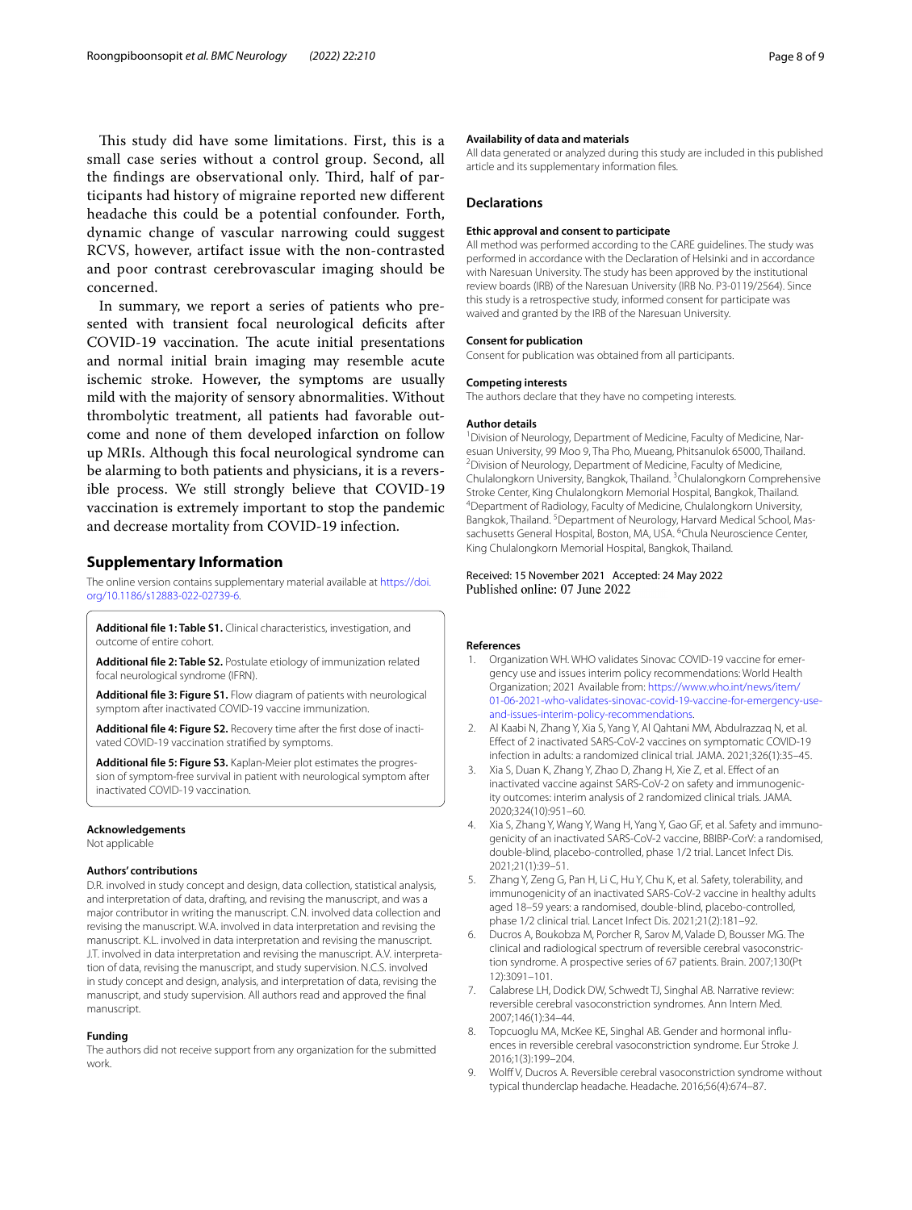This study did have some limitations. First, this is a small case series without a control group. Second, all the findings are observational only. Third, half of participants had history of migraine reported new different headache this could be a potential confounder. Forth, dynamic change of vascular narrowing could suggest RCVS, however, artifact issue with the non-contrasted and poor contrast cerebrovascular imaging should be concerned.

In summary, we report a series of patients who presented with transient focal neurological deficits after COVID-19 vaccination. The acute initial presentations and normal initial brain imaging may resemble acute ischemic stroke. However, the symptoms are usually mild with the majority of sensory abnormalities. Without thrombolytic treatment, all patients had favorable outcome and none of them developed infarction on follow up MRIs. Although this focal neurological syndrome can be alarming to both patients and physicians, it is a reversible process. We still strongly believe that COVID-19 vaccination is extremely important to stop the pandemic and decrease mortality from COVID-19 infection.

## Supplementary Information

The online version contains supplementary material available at https://doi.org/10.1186/s12883-022-02739-6.

**Additional file 1: Table S1.** Clinical characteristics, investigation, and outcome of entire cohort.

**Additional file 2: Table S2.** Postulate etiology of immunization related focal neurological syndrome (IFRN).

**Additional file 3: Figure S1.** Flow diagram of patients with neurological symptom after inactivated COVID-19 vaccine immunization.

**Additional file 4: Figure S2.** Recovery time after the first dose of inactivated COVID-19 vaccination stratified by symptoms.

**Additional file 5: Figure S3.** Kaplan-Meier plot estimates the progression of symptom-free survival in patient with neurological symptom after inactivated COVID-19 vaccination.

### Acknowledgements
Not applicable

### Authors' contributions
D.R. involved in study concept and design, data collection, statistical analysis, and interpretation of data, drafting, and revising the manuscript, and was a major contributor in writing the manuscript. C.N. involved data collection and revising the manuscript. W.A. involved in data interpretation and revising the manuscript. K.L. involved in data interpretation and revising the manuscript. J.T. involved in data interpretation and revising the manuscript. A.V. interpretation of data, revising the manuscript, and study supervision. N.C.S. involved in study concept and design, analysis, and interpretation of data, revising the manuscript, and study supervision. All authors read and approved the final manuscript.

### Funding
The authors did not receive support from any organization for the submitted work.

### Availability of data and materials
All data generated or analyzed during this study are included in this published article and its supplementary information files.

## Declarations

### Ethic approval and consent to participate
All method was performed according to the CARE guidelines. The study was performed in accordance with the Declaration of Helsinki and in accordance with Naresuan University. The study has been approved by the institutional review boards (IRB) of the Naresuan University (IRB No. P3-0119/2564). Since this study is a retrospective study, informed consent for participate was waived and granted by the IRB of the Naresuan University.

### Consent for publication
Consent for publication was obtained from all participants.

### Competing interests
The authors declare that they have no competing interests.

### Author details
[1]Division of Neurology, Department of Medicine, Faculty of Medicine, Naresuan University, 99 Moo 9, Tha Pho, Mueang, Phitsanulok 65000, Thailand. [2]Division of Neurology, Department of Medicine, Faculty of Medicine, Chulalongkorn University, Bangkok, Thailand. [3]Chulalongkorn Comprehensive Stroke Center, King Chulalongkorn Memorial Hospital, Bangkok, Thailand. [4]Department of Radiology, Faculty of Medicine, Chulalongkorn University, Bangkok, Thailand. [5]Department of Neurology, Harvard Medical School, Massachusetts General Hospital, Boston, MA, USA. [6]Chula Neuroscience Center, King Chulalongkorn Memorial Hospital, Bangkok, Thailand.

Received: 15 November 2021 Accepted: 24 May 2022
Published online: 07 June 2022

### References

1. Organization WH. WHO validates Sinovac COVID-19 vaccine for emergency use and issues interim policy recommendations: World Health Organization; 2021 Available from: https://www.who.int/news/item/01-06-2021-who-validates-sinovac-covid-19-vaccine-for-emergency-use-and-issues-interim-policy-recommendations.
2. Al Kaabi N, Zhang Y, Xia S, Yang Y, Al Qahtani MM, Abdulrazzaq N, et al. Effect of 2 inactivated SARS-CoV-2 vaccines on symptomatic COVID-19 infection in adults: a randomized clinical trial. JAMA. 2021;326(1):35–45.
3. Xia S, Duan K, Zhang Y, Zhao D, Zhang H, Xie Z, et al. Effect of an inactivated vaccine against SARS-CoV-2 on safety and immunogenicity outcomes: interim analysis of 2 randomized clinical trials. JAMA. 2020;324(10):951–60.
4. Xia S, Zhang Y, Wang Y, Wang H, Yang Y, Gao GF, et al. Safety and immunogenicity of an inactivated SARS-CoV-2 vaccine, BBIBP-CorV: a randomised, double-blind, placebo-controlled, phase 1/2 trial. Lancet Infect Dis. 2021;21(1):39–51.
5. Zhang Y, Zeng G, Pan H, Li C, Hu Y, Chu K, et al. Safety, tolerability, and immunogenicity of an inactivated SARS-CoV-2 vaccine in healthy adults aged 18–59 years: a randomised, double-blind, placebo-controlled, phase 1/2 clinical trial. Lancet Infect Dis. 2021;21(2):181–92.
6. Ducros A, Boukobza M, Porcher R, Sarov M, Valade D, Bousser MG. The clinical and radiological spectrum of reversible cerebral vasoconstriction syndrome. A prospective series of 67 patients. Brain. 2007;130(Pt 12):3091–101.
7. Calabrese LH, Dodick DW, Schwedt TJ, Singhal AB. Narrative review: reversible cerebral vasoconstriction syndromes. Ann Intern Med. 2007;146(1):34–44.
8. Topcuoglu MA, McKee KE, Singhal AB. Gender and hormonal influences in reversible cerebral vasoconstriction syndrome. Eur Stroke J. 2016;1(3):199–204.
9. Wolff V, Ducros A. Reversible cerebral vasoconstriction syndrome without typical thunderclap headache. Headache. 2016;56(4):674–87.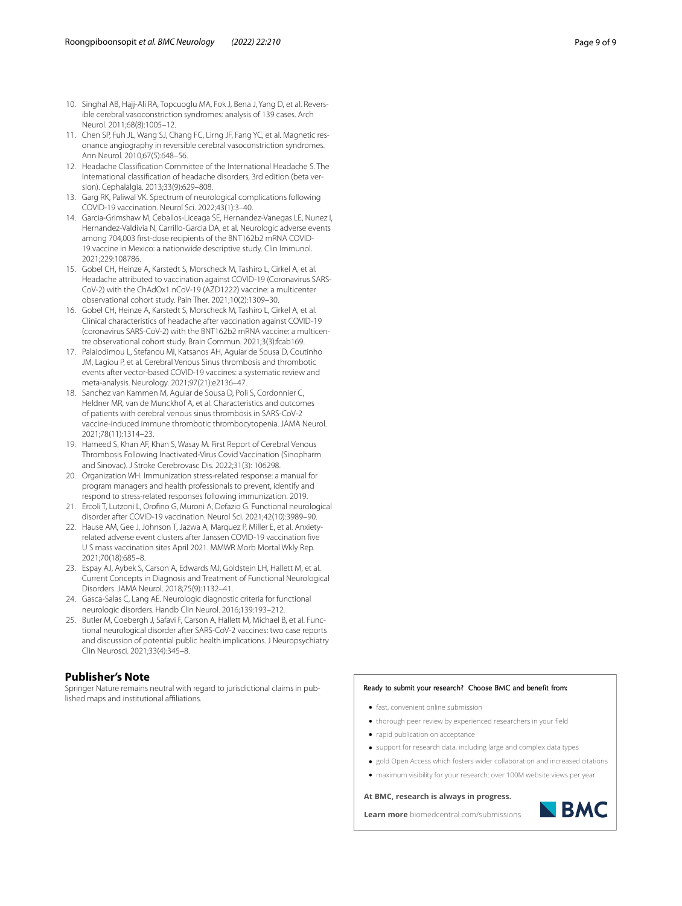10. Singhal AB, Hajj-Ali RA, Topcuoglu MA, Fok J, Bena J, Yang D, et al. Reversible cerebral vasoconstriction syndromes: analysis of 139 cases. Arch Neurol. 2011;68(8):1005–12.
11. Chen SP, Fuh JL, Wang SJ, Chang FC, Lirng JF, Fang YC, et al. Magnetic resonance angiography in reversible cerebral vasoconstriction syndromes. Ann Neurol. 2010;67(5):648–56.
12. Headache Classification Committee of the International Headache S. The International classification of headache disorders, 3rd edition (beta version). Cephalalgia. 2013;33(9):629–808.
13. Garg RK, Paliwal VK. Spectrum of neurological complications following COVID-19 vaccination. Neurol Sci. 2022;43(1):3–40.
14. Garcia-Grimshaw M, Ceballos-Liceaga SE, Hernandez-Vanegas LE, Nunez I, Hernandez-Valdivia N, Carrillo-Garcia DA, et al. Neurologic adverse events among 704,003 first-dose recipients of the BNT162b2 mRNA COVID-19 vaccine in Mexico: a nationwide descriptive study. Clin Immunol. 2021;229:108786.
15. Gobel CH, Heinze A, Karstedt S, Morscheck M, Tashiro L, Cirkel A, et al. Headache attributed to vaccination against COVID-19 (Coronavirus SARS-CoV-2) with the ChAdOx1 nCoV-19 (AZD1222) vaccine: a multicenter observational cohort study. Pain Ther. 2021;10(2):1309–30.
16. Gobel CH, Heinze A, Karstedt S, Morscheck M, Tashiro L, Cirkel A, et al. Clinical characteristics of headache after vaccination against COVID-19 (coronavirus SARS-CoV-2) with the BNT162b2 mRNA vaccine: a multicentre observational cohort study. Brain Commun. 2021;3(3):fcab169.
17. Palaiodimou L, Stefanou MI, Katsanos AH, Aguiar de Sousa D, Coutinho JM, Lagiou P, et al. Cerebral Venous Sinus thrombosis and thrombotic events after vector-based COVID-19 vaccines: a systematic review and meta-analysis. Neurology. 2021;97(21):e2136–47.
18. Sanchez van Kammen M, Aguiar de Sousa D, Poli S, Cordonnier C, Heldner MR, van de Munckhof A, et al. Characteristics and outcomes of patients with cerebral venous sinus thrombosis in SARS-CoV-2 vaccine-induced immune thrombotic thrombocytopenia. JAMA Neurol. 2021;78(11):1314–23.
19. Hameed S, Khan AF, Khan S, Wasay M. First Report of Cerebral Venous Thrombosis Following Inactivated-Virus Covid Vaccination (Sinopharm and Sinovac). J Stroke Cerebrovasc Dis. 2022;31(3): 106298.
20. Organization WH. Immunization stress-related response: a manual for program managers and health professionals to prevent, identify and respond to stress-related responses following immunization. 2019.
21. Ercoli T, Lutzoni L, Orofino G, Muroni A, Defazio G. Functional neurological disorder after COVID-19 vaccination. Neurol Sci. 2021;42(10):3989–90.
22. Hause AM, Gee J, Johnson T, Jazwa A, Marquez P, Miller E, et al. Anxiety-related adverse event clusters after Janssen COVID-19 vaccination five U S mass vaccination sites April 2021. MMWR Morb Mortal Wkly Rep. 2021;70(18):685–8.
23. Espay AJ, Aybek S, Carson A, Edwards MJ, Goldstein LH, Hallett M, et al. Current Concepts in Diagnosis and Treatment of Functional Neurological Disorders. JAMA Neurol. 2018;75(9):1132–41.
24. Gasca-Salas C, Lang AE. Neurologic diagnostic criteria for functional neurologic disorders. Handb Clin Neurol. 2016;139:193–212.
25. Butler M, Coebergh J, Safavi F, Carson A, Hallett M, Michael B, et al. Functional neurological disorder after SARS-CoV-2 vaccines: two case reports and discussion of potential public health implications. J Neuropsychiatry Clin Neurosci. 2021;33(4):345–8.

## Publisher's Note

Springer Nature remains neutral with regard to jurisdictional claims in published maps and institutional affiliations.

Ready to submit your research? Choose BMC and benefit from:

- fast, convenient online submission
- thorough peer review by experienced researchers in your field
- rapid publication on acceptance
- support for research data, including large and complex data types
- gold Open Access which fosters wider collaboration and increased citations
- maximum visibility for your research: over 100M website views per year

**At BMC, research is always in progress.**

**Learn more** biomedcentral.com/submissions

BMC